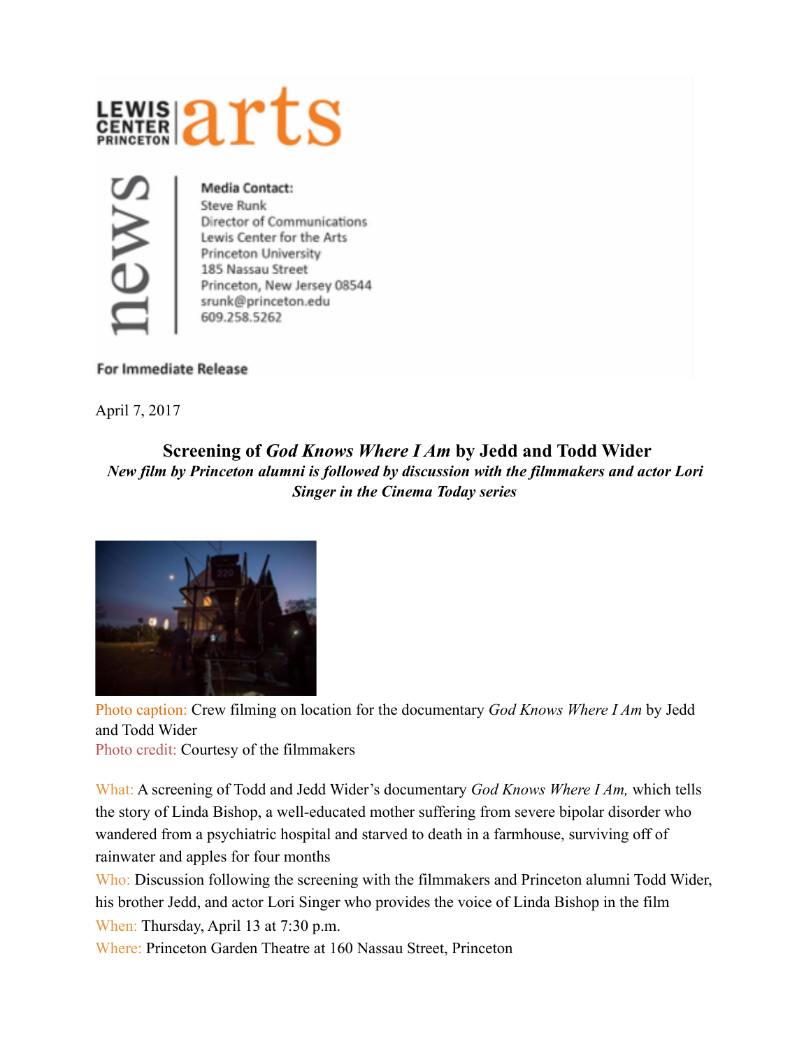LEWIS CENTER PRINCETON | arts

news

**Media Contact:**
Steve Runk
Director of Communications
Lewis Center for the Arts
Princeton University
185 Nassau Street
Princeton, New Jersey 08544
srunk@princeton.edu
609.258.5262

**For Immediate Release**

April 7, 2017

## Screening of *God Knows Where I Am* by Jedd and Todd Wider

***New film by Princeton alumni is followed by discussion with the filmmakers and actor Lori Singer in the Cinema Today series***

Photo caption: Crew filming on location for the documentary *God Knows Where I Am* by Jedd and Todd Wider
Photo credit: Courtesy of the filmmakers

What: A screening of Todd and Jedd Wider's documentary *God Knows Where I Am,* which tells the story of Linda Bishop, a well-educated mother suffering from severe bipolar disorder who wandered from a psychiatric hospital and starved to death in a farmhouse, surviving off of rainwater and apples for four months

Who: Discussion following the screening with the filmmakers and Princeton alumni Todd Wider, his brother Jedd, and actor Lori Singer who provides the voice of Linda Bishop in the film

When: Thursday, April 13 at 7:30 p.m.

Where: Princeton Garden Theatre at 160 Nassau Street, Princeton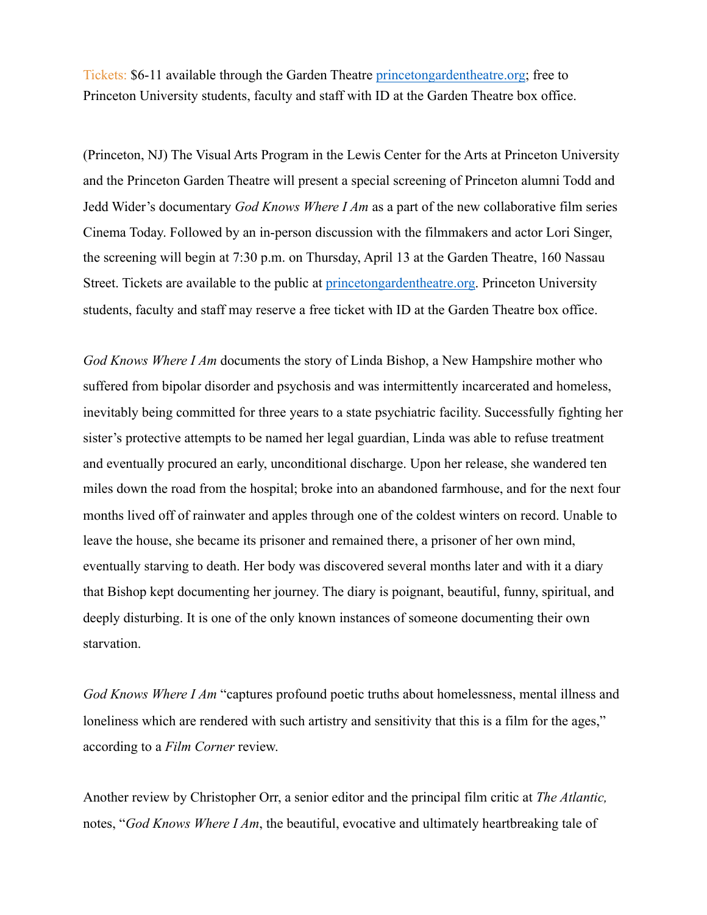Tickets: $6-11 available through the Garden Theatre [princetongardentheatre.org](princetongardentheatre.org); free to Princeton University students, faculty and staff with ID at the Garden Theatre box office.

(Princeton, NJ) The Visual Arts Program in the Lewis Center for the Arts at Princeton University and the Princeton Garden Theatre will present a special screening of Princeton alumni Todd and Jedd Wider's documentary *God Knows Where I Am* as a part of the new collaborative film series Cinema Today. Followed by an in-person discussion with the filmmakers and actor Lori Singer, the screening will begin at 7:30 p.m. on Thursday, April 13 at the Garden Theatre, 160 Nassau Street. Tickets are available to the public at [princetongardentheatre.org](princetongardentheatre.org). Princeton University students, faculty and staff may reserve a free ticket with ID at the Garden Theatre box office.

*God Knows Where I Am* documents the story of Linda Bishop, a New Hampshire mother who suffered from bipolar disorder and psychosis and was intermittently incarcerated and homeless, inevitably being committed for three years to a state psychiatric facility. Successfully fighting her sister's protective attempts to be named her legal guardian, Linda was able to refuse treatment and eventually procured an early, unconditional discharge. Upon her release, she wandered ten miles down the road from the hospital; broke into an abandoned farmhouse, and for the next four months lived off of rainwater and apples through one of the coldest winters on record. Unable to leave the house, she became its prisoner and remained there, a prisoner of her own mind, eventually starving to death. Her body was discovered several months later and with it a diary that Bishop kept documenting her journey. The diary is poignant, beautiful, funny, spiritual, and deeply disturbing. It is one of the only known instances of someone documenting their own starvation.

*God Knows Where I Am* "captures profound poetic truths about homelessness, mental illness and loneliness which are rendered with such artistry and sensitivity that this is a film for the ages," according to a *Film Corner* review.

Another review by Christopher Orr, a senior editor and the principal film critic at *The Atlantic,* notes, "*God Knows Where I Am*, the beautiful, evocative and ultimately heartbreaking tale of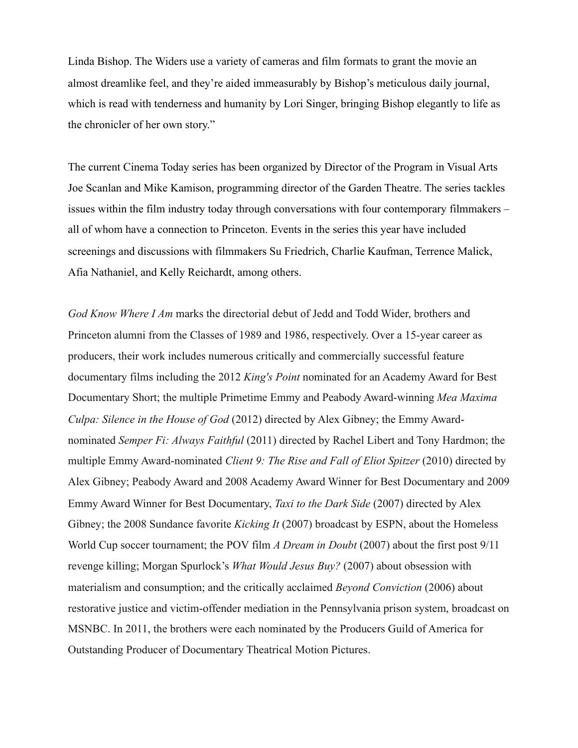Linda Bishop. The Widers use a variety of cameras and film formats to grant the movie an almost dreamlike feel, and they're aided immeasurably by Bishop's meticulous daily journal, which is read with tenderness and humanity by Lori Singer, bringing Bishop elegantly to life as the chronicler of her own story."

The current Cinema Today series has been organized by Director of the Program in Visual Arts Joe Scanlan and Mike Kamison, programming director of the Garden Theatre. The series tackles issues within the film industry today through conversations with four contemporary filmmakers – all of whom have a connection to Princeton. Events in the series this year have included screenings and discussions with filmmakers Su Friedrich, Charlie Kaufman, Terrence Malick, Afia Nathaniel, and Kelly Reichardt, among others.

*God Know Where I Am* marks the directorial debut of Jedd and Todd Wider, brothers and Princeton alumni from the Classes of 1989 and 1986, respectively. Over a 15-year career as producers, their work includes numerous critically and commercially successful feature documentary films including the 2012 *King's Point* nominated for an Academy Award for Best Documentary Short; the multiple Primetime Emmy and Peabody Award-winning *Mea Maxima Culpa: Silence in the House of God* (2012) directed by Alex Gibney; the Emmy Award-nominated *Semper Fi: Always Faithful* (2011) directed by Rachel Libert and Tony Hardmon; the multiple Emmy Award-nominated *Client 9: The Rise and Fall of Eliot Spitzer* (2010) directed by Alex Gibney; Peabody Award and 2008 Academy Award Winner for Best Documentary and 2009 Emmy Award Winner for Best Documentary, *Taxi to the Dark Side* (2007) directed by Alex Gibney; the 2008 Sundance favorite *Kicking It* (2007) broadcast by ESPN, about the Homeless World Cup soccer tournament; the POV film *A Dream in Doubt* (2007) about the first post 9/11 revenge killing; Morgan Spurlock's *What Would Jesus Buy?* (2007) about obsession with materialism and consumption; and the critically acclaimed *Beyond Conviction* (2006) about restorative justice and victim-offender mediation in the Pennsylvania prison system, broadcast on MSNBC. In 2011, the brothers were each nominated by the Producers Guild of America for Outstanding Producer of Documentary Theatrical Motion Pictures.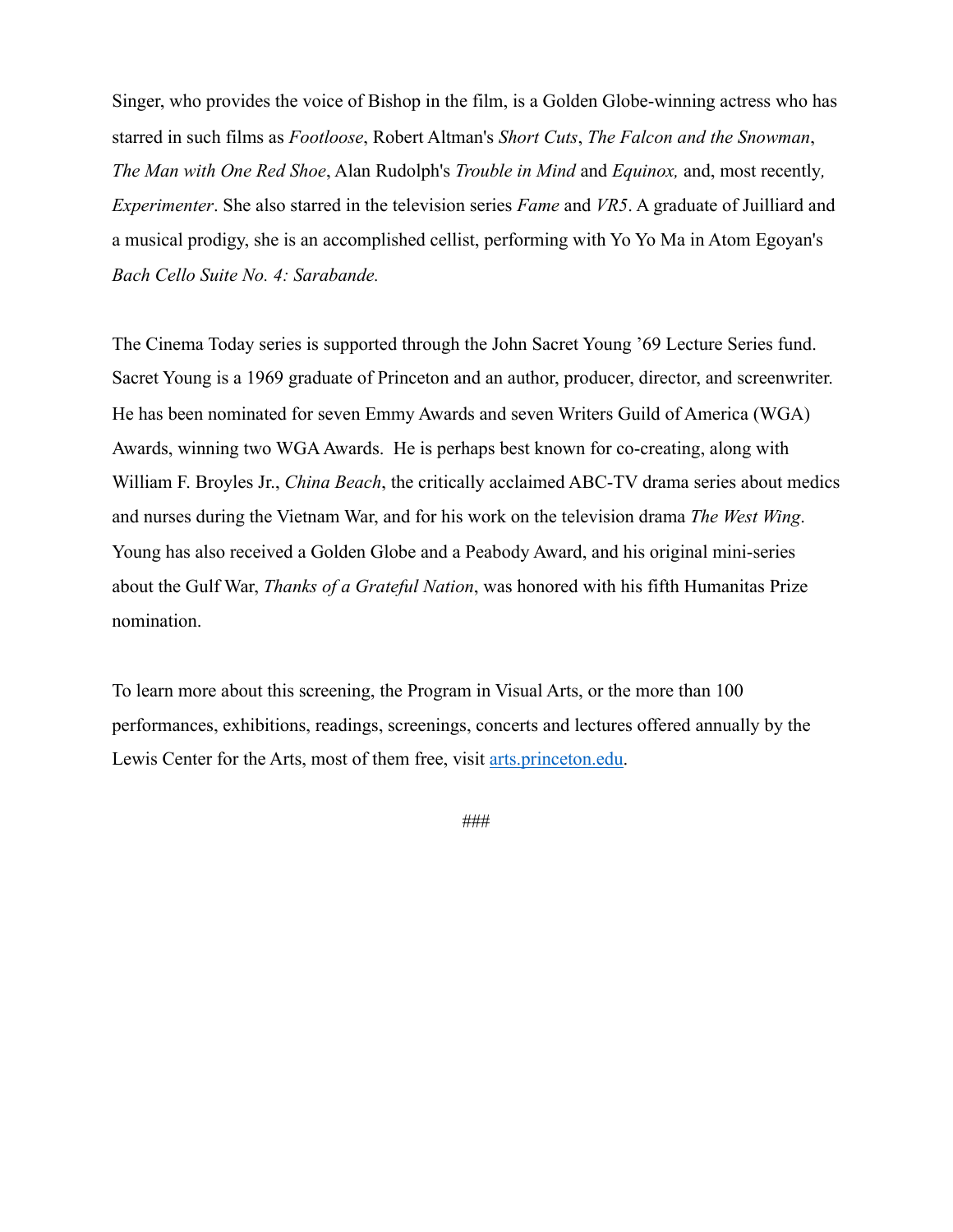Singer, who provides the voice of Bishop in the film, is a Golden Globe-winning actress who has starred in such films as *Footloose*, Robert Altman's *Short Cuts*, *The Falcon and the Snowman*, *The Man with One Red Shoe*, Alan Rudolph's *Trouble in Mind* and *Equinox,* and, most recently*, Experimenter*. She also starred in the television series *Fame* and *VR5*. A graduate of Juilliard and a musical prodigy, she is an accomplished cellist, performing with Yo Yo Ma in Atom Egoyan's *Bach Cello Suite No. 4: Sarabande.*

The Cinema Today series is supported through the John Sacret Young '69 Lecture Series fund. Sacret Young is a 1969 graduate of Princeton and an author, producer, director, and screenwriter. He has been nominated for seven Emmy Awards and seven Writers Guild of America (WGA) Awards, winning two WGA Awards. He is perhaps best known for co-creating, along with William F. Broyles Jr., *China Beach*, the critically acclaimed ABC-TV drama series about medics and nurses during the Vietnam War, and for his work on the television drama *The West Wing*. Young has also received a Golden Globe and a Peabody Award, and his original mini-series about the Gulf War, *Thanks of a Grateful Nation*, was honored with his fifth Humanitas Prize nomination.

To learn more about this screening, the Program in Visual Arts, or the more than 100 performances, exhibitions, readings, screenings, concerts and lectures offered annually by the Lewis Center for the Arts, most of them free, visit [arts.princeton.edu](http://arts.princeton.edu).

###